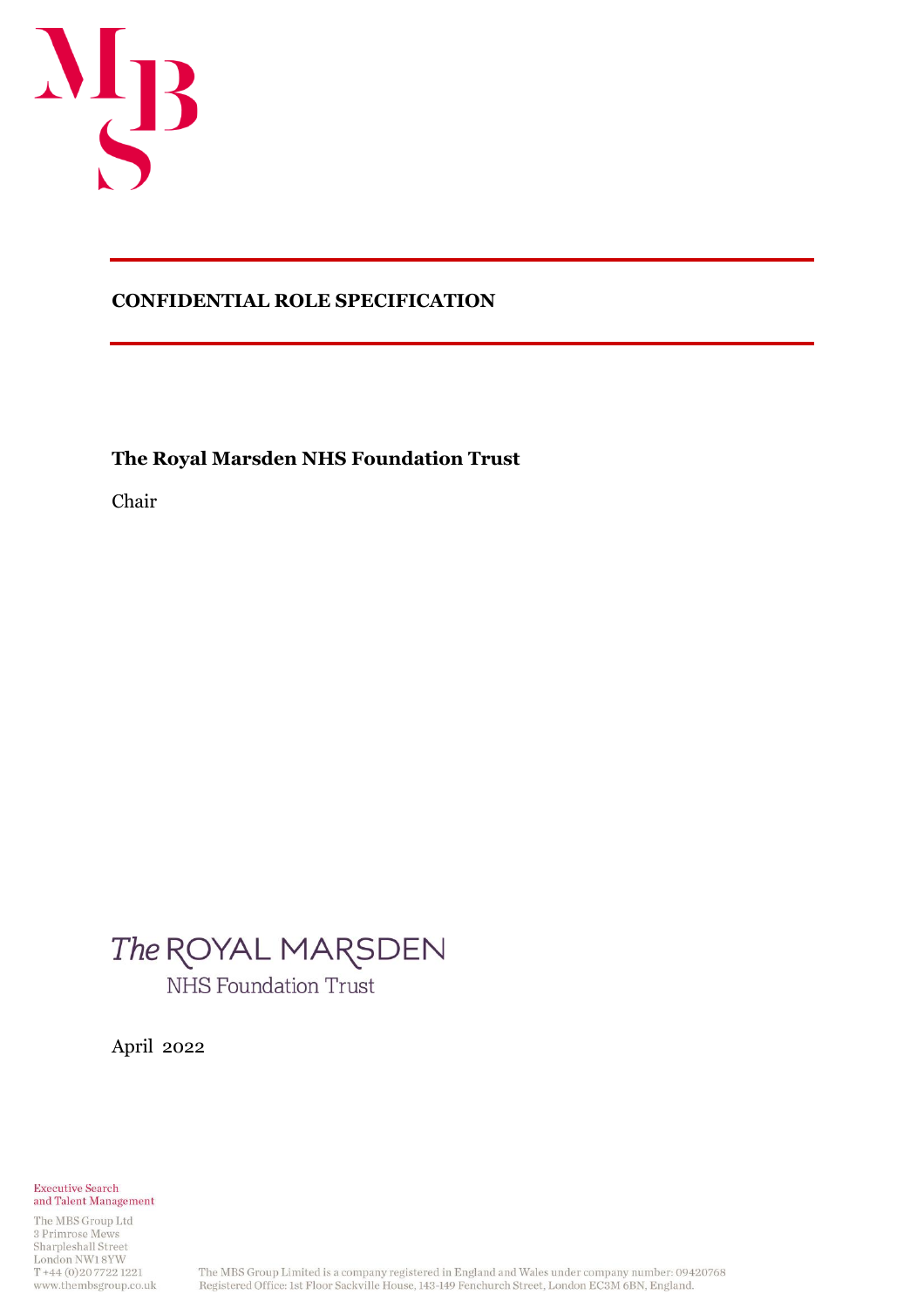**CONFIDENTIAL ROLE SPECIFICATION**

**The Royal Marsden NHS Foundation Trust**

Chair

The ROYAL MARSDEN
NHS Foundation Trust

April 2022

Executive Search
and Talent Management

The MBS Group Ltd
3 Primrose Mews
Sharpleshall Street
London NW1 8YW
T +44 (0)20 7722 1221
www.thembsgroup.co.uk

The MBS Group Limited is a company registered in England and Wales under company number: 09420768
Registered Office: 1st Floor Sackville House, 143-149 Fenchurch Street, London EC3M 6BN, England.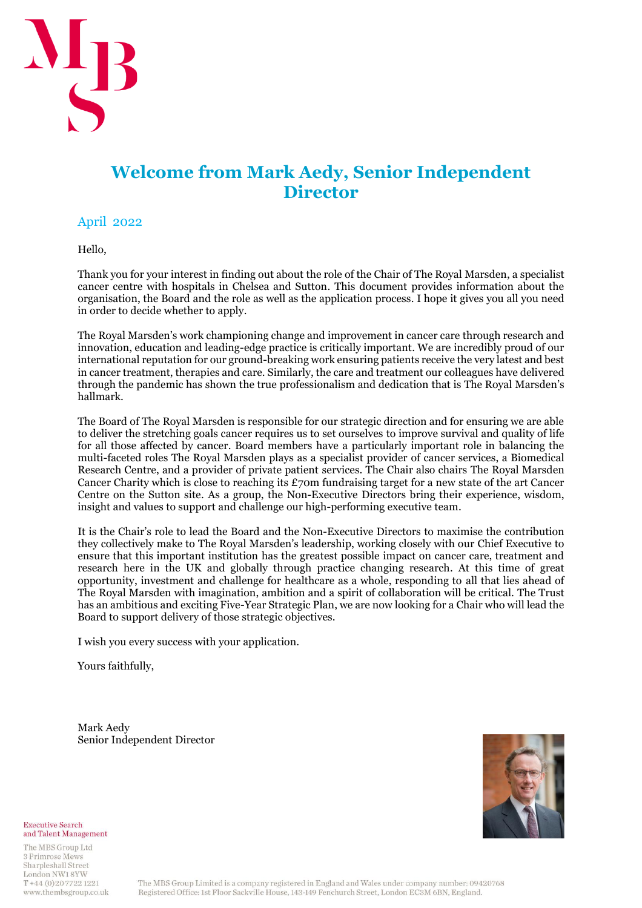# Welcome from Mark Aedy, Senior Independent Director

April 2022

Hello,

Thank you for your interest in finding out about the role of the Chair of The Royal Marsden, a specialist cancer centre with hospitals in Chelsea and Sutton. This document provides information about the organisation, the Board and the role as well as the application process. I hope it gives you all you need in order to decide whether to apply.

The Royal Marsden's work championing change and improvement in cancer care through research and innovation, education and leading-edge practice is critically important. We are incredibly proud of our international reputation for our ground-breaking work ensuring patients receive the very latest and best in cancer treatment, therapies and care. Similarly, the care and treatment our colleagues have delivered through the pandemic has shown the true professionalism and dedication that is The Royal Marsden's hallmark.

The Board of The Royal Marsden is responsible for our strategic direction and for ensuring we are able to deliver the stretching goals cancer requires us to set ourselves to improve survival and quality of life for all those affected by cancer. Board members have a particularly important role in balancing the multi-faceted roles The Royal Marsden plays as a specialist provider of cancer services, a Biomedical Research Centre, and a provider of private patient services. The Chair also chairs The Royal Marsden Cancer Charity which is close to reaching its £70m fundraising target for a new state of the art Cancer Centre on the Sutton site. As a group, the Non-Executive Directors bring their experience, wisdom, insight and values to support and challenge our high-performing executive team.

It is the Chair's role to lead the Board and the Non-Executive Directors to maximise the contribution they collectively make to The Royal Marsden's leadership, working closely with our Chief Executive to ensure that this important institution has the greatest possible impact on cancer care, treatment and research here in the UK and globally through practice changing research. At this time of great opportunity, investment and challenge for healthcare as a whole, responding to all that lies ahead of The Royal Marsden with imagination, ambition and a spirit of collaboration will be critical. The Trust has an ambitious and exciting Five-Year Strategic Plan, we are now looking for a Chair who will lead the Board to support delivery of those strategic objectives.

I wish you every success with your application.

Yours faithfully,

Mark Aedy
Senior Independent Director

Executive Search and Talent Management

The MBS Group Ltd
3 Primrose Mews
Sharpleshall Street
London NW1 8YW
T +44 (0)20 7722 1221
www.thembsgroup.co.uk

The MBS Group Limited is a company registered in England and Wales under company number: 09420768
Registered Office: 1st Floor Sackville House, 143-149 Fenchurch Street, London EC3M 6BN, England.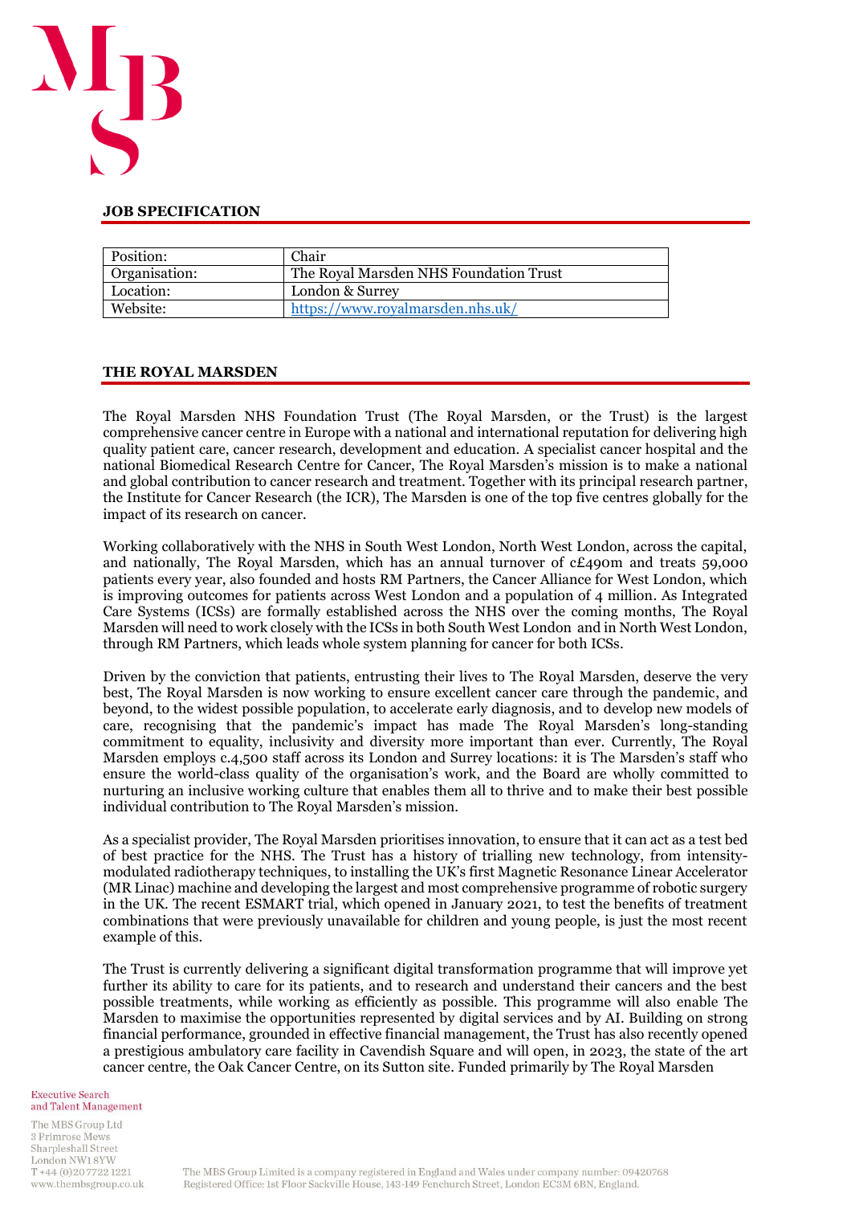## JOB SPECIFICATION

| Position: | Chair |
| --- | --- |
| Organisation: | The Royal Marsden NHS Foundation Trust |
| Location: | London & Surrey |
| Website: | [https://www.royalmarsden.nhs.uk/](https://www.royalmarsden.nhs.uk/) |

## THE ROYAL MARSDEN

The Royal Marsden NHS Foundation Trust (The Royal Marsden, or the Trust) is the largest comprehensive cancer centre in Europe with a national and international reputation for delivering high quality patient care, cancer research, development and education. A specialist cancer hospital and the national Biomedical Research Centre for Cancer, The Royal Marsden's mission is to make a national and global contribution to cancer research and treatment. Together with its principal research partner, the Institute for Cancer Research (the ICR), The Marsden is one of the top five centres globally for the impact of its research on cancer.

Working collaboratively with the NHS in South West London, North West London, across the capital, and nationally, The Royal Marsden, which has an annual turnover of c£490m and treats 59,000 patients every year, also founded and hosts RM Partners, the Cancer Alliance for West London, which is improving outcomes for patients across West London and a population of 4 million. As Integrated Care Systems (ICSs) are formally established across the NHS over the coming months, The Royal Marsden will need to work closely with the ICSs in both South West London and in North West London, through RM Partners, which leads whole system planning for cancer for both ICSs.

Driven by the conviction that patients, entrusting their lives to The Royal Marsden, deserve the very best, The Royal Marsden is now working to ensure excellent cancer care through the pandemic, and beyond, to the widest possible population, to accelerate early diagnosis, and to develop new models of care, recognising that the pandemic's impact has made The Royal Marsden's long-standing commitment to equality, inclusivity and diversity more important than ever. Currently, The Royal Marsden employs c.4,500 staff across its London and Surrey locations: it is The Marsden's staff who ensure the world-class quality of the organisation's work, and the Board are wholly committed to nurturing an inclusive working culture that enables them all to thrive and to make their best possible individual contribution to The Royal Marsden's mission.

As a specialist provider, The Royal Marsden prioritises innovation, to ensure that it can act as a test bed of best practice for the NHS. The Trust has a history of trialling new technology, from intensity-modulated radiotherapy techniques, to installing the UK's first Magnetic Resonance Linear Accelerator (MR Linac) machine and developing the largest and most comprehensive programme of robotic surgery in the UK. The recent ESMART trial, which opened in January 2021, to test the benefits of treatment combinations that were previously unavailable for children and young people, is just the most recent example of this.

The Trust is currently delivering a significant digital transformation programme that will improve yet further its ability to care for its patients, and to research and understand their cancers and the best possible treatments, while working as efficiently as possible. This programme will also enable The Marsden to maximise the opportunities represented by digital services and by AI. Building on strong financial performance, grounded in effective financial management, the Trust has also recently opened a prestigious ambulatory care facility in Cavendish Square and will open, in 2023, the state of the art cancer centre, the Oak Cancer Centre, on its Sutton site. Funded primarily by The Royal Marsden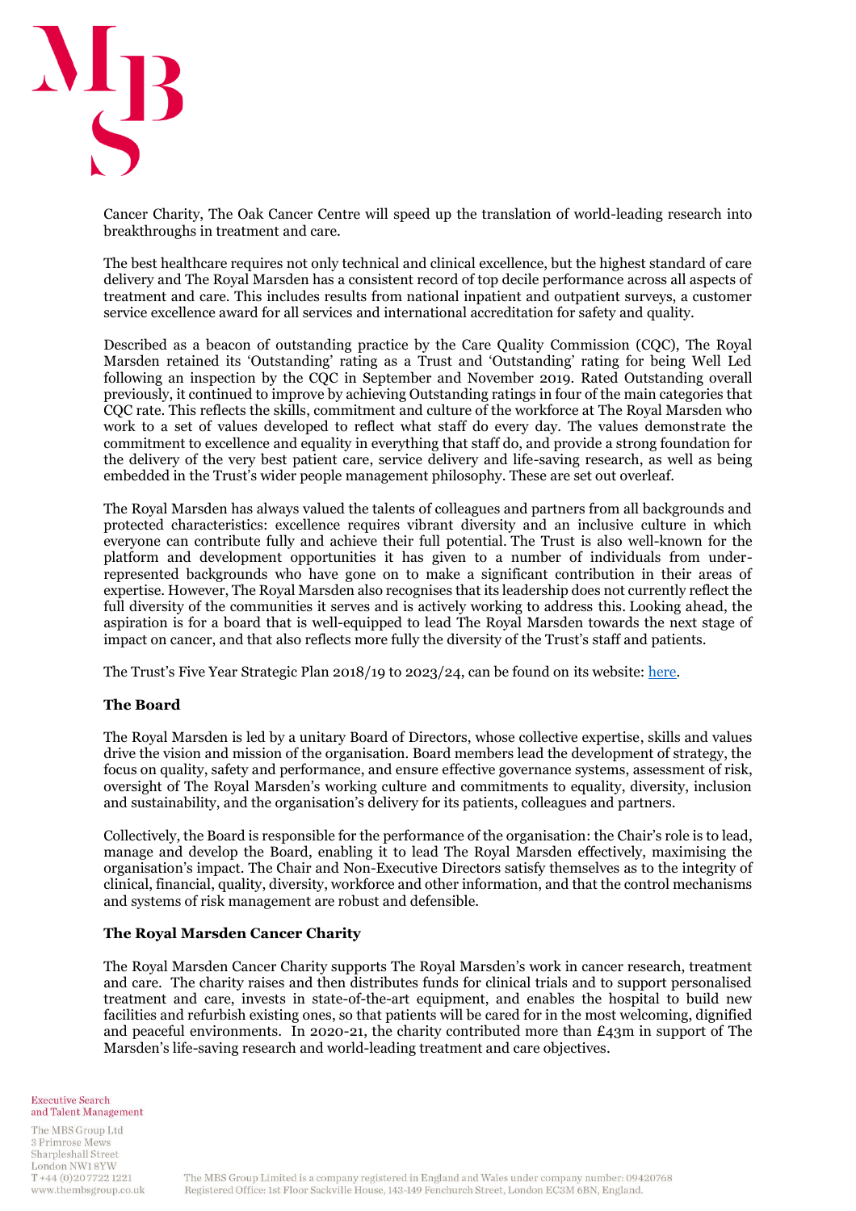Cancer Charity, The Oak Cancer Centre will speed up the translation of world-leading research into breakthroughs in treatment and care.

The best healthcare requires not only technical and clinical excellence, but the highest standard of care delivery and The Royal Marsden has a consistent record of top decile performance across all aspects of treatment and care. This includes results from national inpatient and outpatient surveys, a customer service excellence award for all services and international accreditation for safety and quality.

Described as a beacon of outstanding practice by the Care Quality Commission (CQC), The Royal Marsden retained its 'Outstanding' rating as a Trust and 'Outstanding' rating for being Well Led following an inspection by the CQC in September and November 2019. Rated Outstanding overall previously, it continued to improve by achieving Outstanding ratings in four of the main categories that CQC rate. This reflects the skills, commitment and culture of the workforce at The Royal Marsden who work to a set of values developed to reflect what staff do every day. The values demonstrate the commitment to excellence and equality in everything that staff do, and provide a strong foundation for the delivery of the very best patient care, service delivery and life-saving research, as well as being embedded in the Trust's wider people management philosophy. These are set out overleaf.

The Royal Marsden has always valued the talents of colleagues and partners from all backgrounds and protected characteristics: excellence requires vibrant diversity and an inclusive culture in which everyone can contribute fully and achieve their full potential. The Trust is also well-known for the platform and development opportunities it has given to a number of individuals from under-represented backgrounds who have gone on to make a significant contribution in their areas of expertise. However, The Royal Marsden also recognises that its leadership does not currently reflect the full diversity of the communities it serves and is actively working to address this. Looking ahead, the aspiration is for a board that is well-equipped to lead The Royal Marsden towards the next stage of impact on cancer, and that also reflects more fully the diversity of the Trust's staff and patients.

The Trust's Five Year Strategic Plan 2018/19 to 2023/24, can be found on its website: here.

**The Board**

The Royal Marsden is led by a unitary Board of Directors, whose collective expertise, skills and values drive the vision and mission of the organisation. Board members lead the development of strategy, the focus on quality, safety and performance, and ensure effective governance systems, assessment of risk, oversight of The Royal Marsden's working culture and commitments to equality, diversity, inclusion and sustainability, and the organisation's delivery for its patients, colleagues and partners.

Collectively, the Board is responsible for the performance of the organisation: the Chair's role is to lead, manage and develop the Board, enabling it to lead The Royal Marsden effectively, maximising the organisation's impact. The Chair and Non-Executive Directors satisfy themselves as to the integrity of clinical, financial, quality, diversity, workforce and other information, and that the control mechanisms and systems of risk management are robust and defensible.

**The Royal Marsden Cancer Charity**

The Royal Marsden Cancer Charity supports The Royal Marsden's work in cancer research, treatment and care. The charity raises and then distributes funds for clinical trials and to support personalised treatment and care, invests in state-of-the-art equipment, and enables the hospital to build new facilities and refurbish existing ones, so that patients will be cared for in the most welcoming, dignified and peaceful environments. In 2020-21, the charity contributed more than £43m in support of The Marsden's life-saving research and world-leading treatment and care objectives.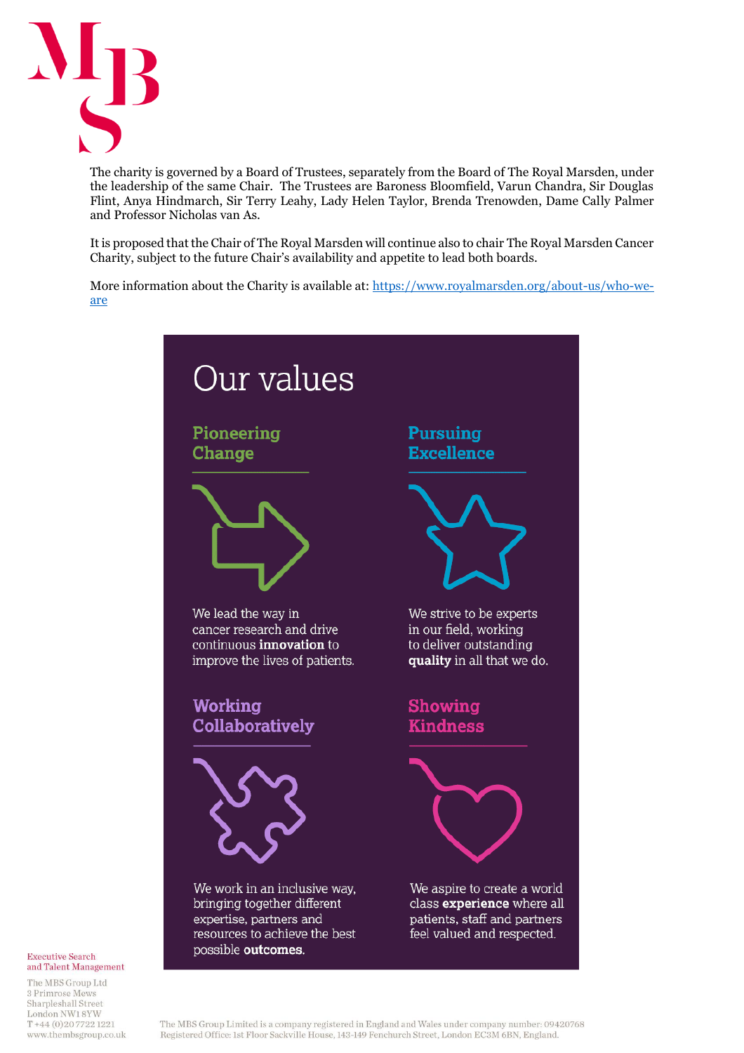The charity is governed by a Board of Trustees, separately from the Board of The Royal Marsden, under the leadership of the same Chair. The Trustees are Baroness Bloomfield, Varun Chandra, Sir Douglas Flint, Anya Hindmarch, Sir Terry Leahy, Lady Helen Taylor, Brenda Trenowden, Dame Cally Palmer and Professor Nicholas van As.

It is proposed that the Chair of The Royal Marsden will continue also to chair The Royal Marsden Cancer Charity, subject to the future Chair's availability and appetite to lead both boards.

More information about the Charity is available at: [https://www.royalmarsden.org/about-us/who-we-are](https://www.royalmarsden.org/about-us/who-we-are)

## Our values

### Pioneering Change

We lead the way in cancer research and drive continuous **innovation** to improve the lives of patients.

### Pursuing Excellence

We strive to be experts in our field, working to deliver outstanding **quality** in all that we do.

### Working Collaboratively

We work in an inclusive way, bringing together different expertise, partners and resources to achieve the best possible **outcomes**.

### Showing Kindness

We aspire to create a world class **experience** where all patients, staff and partners feel valued and respected.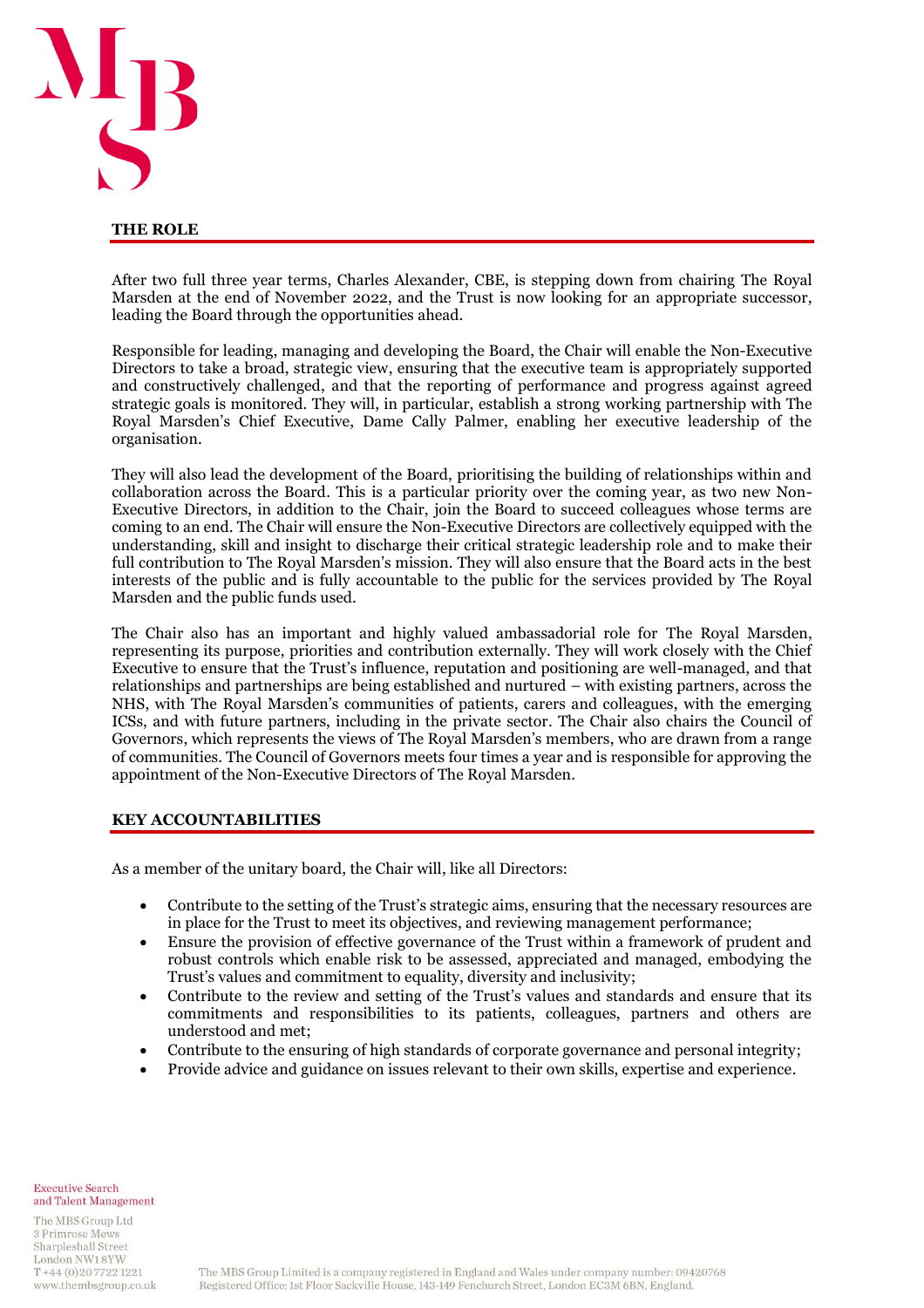## THE ROLE

After two full three year terms, Charles Alexander, CBE, is stepping down from chairing The Royal Marsden at the end of November 2022, and the Trust is now looking for an appropriate successor, leading the Board through the opportunities ahead.

Responsible for leading, managing and developing the Board, the Chair will enable the Non-Executive Directors to take a broad, strategic view, ensuring that the executive team is appropriately supported and constructively challenged, and that the reporting of performance and progress against agreed strategic goals is monitored. They will, in particular, establish a strong working partnership with The Royal Marsden's Chief Executive, Dame Cally Palmer, enabling her executive leadership of the organisation.

They will also lead the development of the Board, prioritising the building of relationships within and collaboration across the Board. This is a particular priority over the coming year, as two new Non-Executive Directors, in addition to the Chair, join the Board to succeed colleagues whose terms are coming to an end. The Chair will ensure the Non-Executive Directors are collectively equipped with the understanding, skill and insight to discharge their critical strategic leadership role and to make their full contribution to The Royal Marsden's mission. They will also ensure that the Board acts in the best interests of the public and is fully accountable to the public for the services provided by The Royal Marsden and the public funds used.

The Chair also has an important and highly valued ambassadorial role for The Royal Marsden, representing its purpose, priorities and contribution externally. They will work closely with the Chief Executive to ensure that the Trust's influence, reputation and positioning are well-managed, and that relationships and partnerships are being established and nurtured – with existing partners, across the NHS, with The Royal Marsden's communities of patients, carers and colleagues, with the emerging ICSs, and with future partners, including in the private sector. The Chair also chairs the Council of Governors, which represents the views of The Royal Marsden's members, who are drawn from a range of communities. The Council of Governors meets four times a year and is responsible for approving the appointment of the Non-Executive Directors of The Royal Marsden.

## KEY ACCOUNTABILITIES

As a member of the unitary board, the Chair will, like all Directors:

- Contribute to the setting of the Trust's strategic aims, ensuring that the necessary resources are in place for the Trust to meet its objectives, and reviewing management performance;
- Ensure the provision of effective governance of the Trust within a framework of prudent and robust controls which enable risk to be assessed, appreciated and managed, embodying the Trust's values and commitment to equality, diversity and inclusivity;
- Contribute to the review and setting of the Trust's values and standards and ensure that its commitments and responsibilities to its patients, colleagues, partners and others are understood and met;
- Contribute to the ensuring of high standards of corporate governance and personal integrity;
- Provide advice and guidance on issues relevant to their own skills, expertise and experience.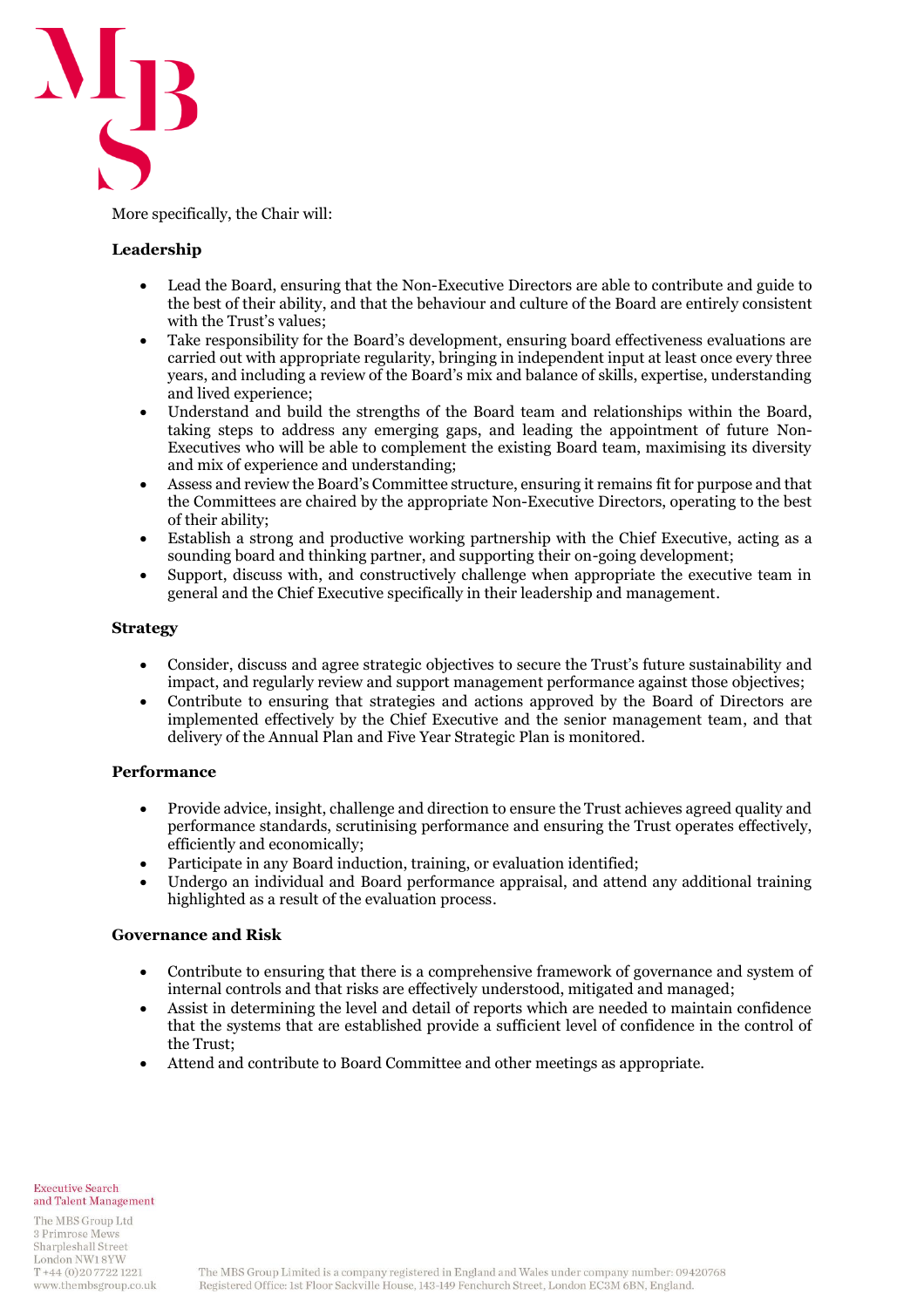More specifically, the Chair will:

**Leadership**

- Lead the Board, ensuring that the Non-Executive Directors are able to contribute and guide to the best of their ability, and that the behaviour and culture of the Board are entirely consistent with the Trust's values;
- Take responsibility for the Board's development, ensuring board effectiveness evaluations are carried out with appropriate regularity, bringing in independent input at least once every three years, and including a review of the Board's mix and balance of skills, expertise, understanding and lived experience;
- Understand and build the strengths of the Board team and relationships within the Board, taking steps to address any emerging gaps, and leading the appointment of future Non-Executives who will be able to complement the existing Board team, maximising its diversity and mix of experience and understanding;
- Assess and review the Board's Committee structure, ensuring it remains fit for purpose and that the Committees are chaired by the appropriate Non-Executive Directors, operating to the best of their ability;
- Establish a strong and productive working partnership with the Chief Executive, acting as a sounding board and thinking partner, and supporting their on-going development;
- Support, discuss with, and constructively challenge when appropriate the executive team in general and the Chief Executive specifically in their leadership and management.

**Strategy**

- Consider, discuss and agree strategic objectives to secure the Trust's future sustainability and impact, and regularly review and support management performance against those objectives;
- Contribute to ensuring that strategies and actions approved by the Board of Directors are implemented effectively by the Chief Executive and the senior management team, and that delivery of the Annual Plan and Five Year Strategic Plan is monitored.

**Performance**

- Provide advice, insight, challenge and direction to ensure the Trust achieves agreed quality and performance standards, scrutinising performance and ensuring the Trust operates effectively, efficiently and economically;
- Participate in any Board induction, training, or evaluation identified;
- Undergo an individual and Board performance appraisal, and attend any additional training highlighted as a result of the evaluation process.

**Governance and Risk**

- Contribute to ensuring that there is a comprehensive framework of governance and system of internal controls and that risks are effectively understood, mitigated and managed;
- Assist in determining the level and detail of reports which are needed to maintain confidence that the systems that are established provide a sufficient level of confidence in the control of the Trust;
- Attend and contribute to Board Committee and other meetings as appropriate.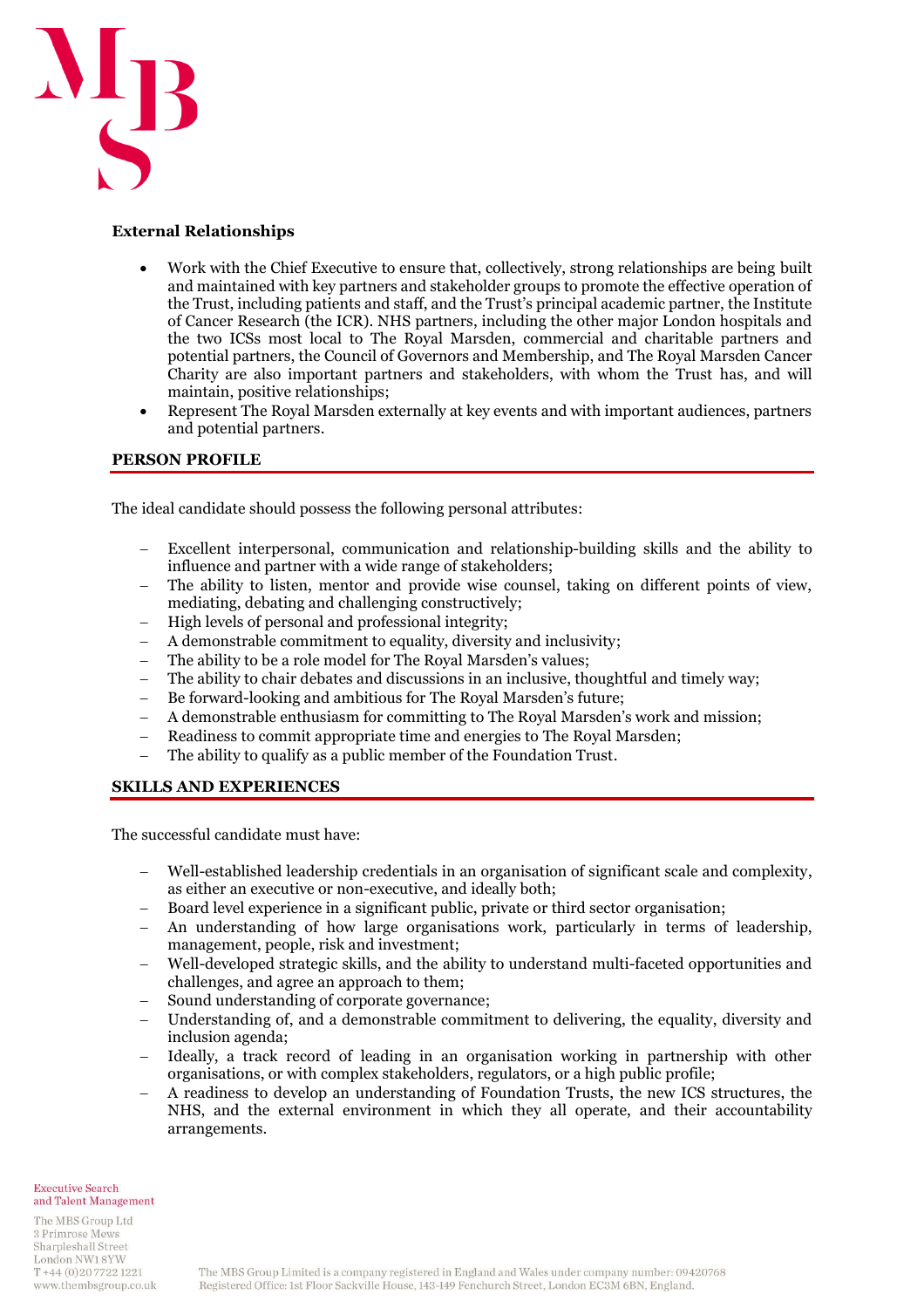**External Relationships**

- Work with the Chief Executive to ensure that, collectively, strong relationships are being built and maintained with key partners and stakeholder groups to promote the effective operation of the Trust, including patients and staff, and the Trust's principal academic partner, the Institute of Cancer Research (the ICR). NHS partners, including the other major London hospitals and the two ICSs most local to The Royal Marsden, commercial and charitable partners and potential partners, the Council of Governors and Membership, and The Royal Marsden Cancer Charity are also important partners and stakeholders, with whom the Trust has, and will maintain, positive relationships;
- Represent The Royal Marsden externally at key events and with important audiences, partners and potential partners.

## PERSON PROFILE

The ideal candidate should possess the following personal attributes:

- Excellent interpersonal, communication and relationship-building skills and the ability to influence and partner with a wide range of stakeholders;
- The ability to listen, mentor and provide wise counsel, taking on different points of view, mediating, debating and challenging constructively;
- High levels of personal and professional integrity;
- A demonstrable commitment to equality, diversity and inclusivity;
- The ability to be a role model for The Royal Marsden's values;
- The ability to chair debates and discussions in an inclusive, thoughtful and timely way;
- Be forward-looking and ambitious for The Royal Marsden's future;
- A demonstrable enthusiasm for committing to The Royal Marsden's work and mission;
- Readiness to commit appropriate time and energies to The Royal Marsden;
- The ability to qualify as a public member of the Foundation Trust.

## SKILLS AND EXPERIENCES

The successful candidate must have:

- Well-established leadership credentials in an organisation of significant scale and complexity, as either an executive or non-executive, and ideally both;
- Board level experience in a significant public, private or third sector organisation;
- An understanding of how large organisations work, particularly in terms of leadership, management, people, risk and investment;
- Well-developed strategic skills, and the ability to understand multi-faceted opportunities and challenges, and agree an approach to them;
- Sound understanding of corporate governance;
- Understanding of, and a demonstrable commitment to delivering, the equality, diversity and inclusion agenda;
- Ideally, a track record of leading in an organisation working in partnership with other organisations, or with complex stakeholders, regulators, or a high public profile;
- A readiness to develop an understanding of Foundation Trusts, the new ICS structures, the NHS, and the external environment in which they all operate, and their accountability arrangements.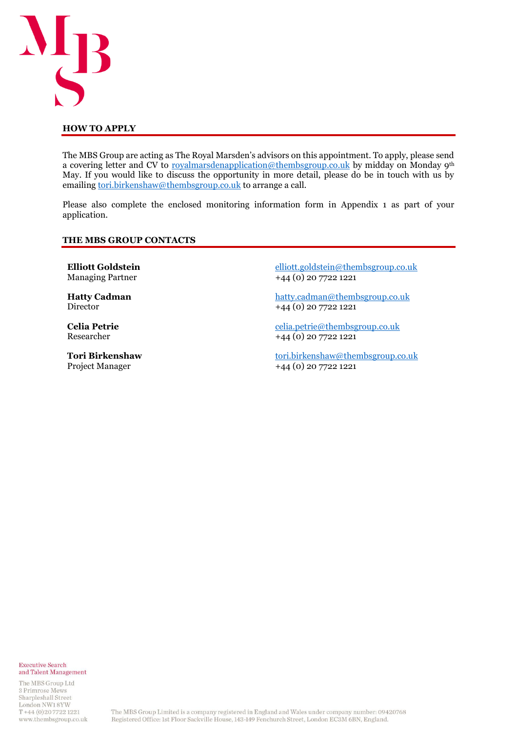## HOW TO APPLY

The MBS Group are acting as The Royal Marsden's advisors on this appointment. To apply, please send a covering letter and CV to royalmarsdenapplication@thembsgroup.co.uk by midday on Monday 9th May. If you would like to discuss the opportunity in more detail, please do be in touch with us by emailing tori.birkenshaw@thembsgroup.co.uk to arrange a call.

Please also complete the enclosed monitoring information form in Appendix 1 as part of your application.

## THE MBS GROUP CONTACTS

**Elliott Goldstein**
Managing Partner
elliott.goldstein@thembsgroup.co.uk
+44 (0) 20 7722 1221

**Hatty Cadman**
Director
hatty.cadman@thembsgroup.co.uk
+44 (0) 20 7722 1221

**Celia Petrie**
Researcher
celia.petrie@thembsgroup.co.uk
+44 (0) 20 7722 1221

**Tori Birkenshaw**
Project Manager
tori.birkenshaw@thembsgroup.co.uk
+44 (0) 20 7722 1221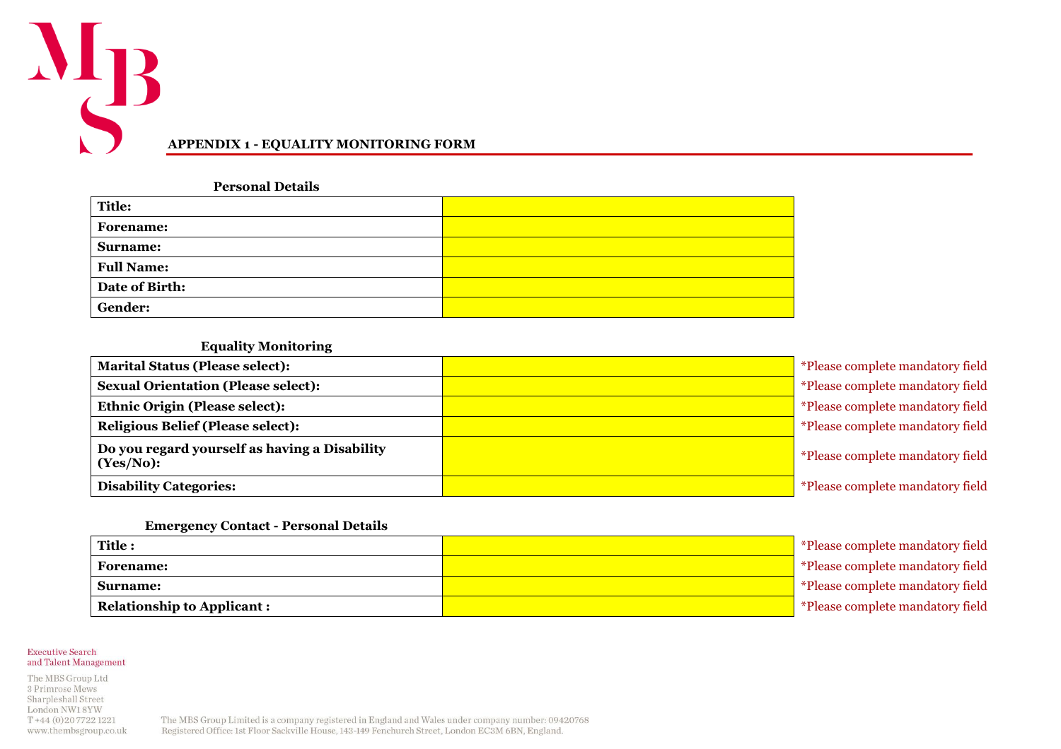## APPENDIX 1 - EQUALITY MONITORING FORM

**Personal Details**

| | | |
|---|---|---|
| **Title:** | | |
| **Forename:** | | |
| **Surname:** | | |
| **Full Name:** | | |
| **Date of Birth:** | | |
| **Gender:** | | |

**Equality Monitoring**

| | | |
|---|---|---|
| **Marital Status (Please select):** | | *Please complete mandatory field |
| **Sexual Orientation (Please select):** | | *Please complete mandatory field |
| **Ethnic Origin (Please select):** | | *Please complete mandatory field |
| **Religious Belief (Please select):** | | *Please complete mandatory field |
| **Do you regard yourself as having a Disability (Yes/No):** | | *Please complete mandatory field |
| **Disability Categories:** | | *Please complete mandatory field |

**Emergency Contact - Personal Details**

| | | |
|---|---|---|
| **Title :** | | *Please complete mandatory field |
| **Forename:** | | *Please complete mandatory field |
| **Surname:** | | *Please complete mandatory field |
| **Relationship to Applicant :** | | *Please complete mandatory field |

Executive Search
and Talent Management

The MBS Group Ltd
3 Primrose Mews
Sharpleshall Street
London NW1 8YW
T +44 (0)20 7722 1221
www.thembsgroup.co.uk

The MBS Group Limited is a company registered in England and Wales under company number: 09420768
Registered Office: 1st Floor Sackville House, 143-149 Fenchurch Street, London EC3M 6BN, England.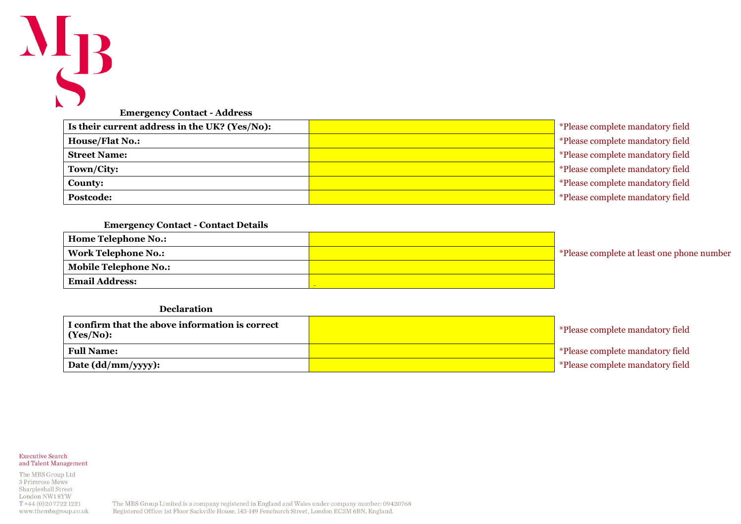### Emergency Contact - Address

| | | |
|---|---|---|
| **Is their current address in the UK? (Yes/No):** | | *Please complete mandatory field |
| **House/Flat No.:** | | *Please complete mandatory field |
| **Street Name:** | | *Please complete mandatory field |
| **Town/City:** | | *Please complete mandatory field |
| **County:** | | *Please complete mandatory field |
| **Postcode:** | | *Please complete mandatory field |

### Emergency Contact - Contact Details

| | | |
|---|---|---|
| **Home Telephone No.:** | | |
| **Work Telephone No.:** | | *Please complete at least one phone number |
| **Mobile Telephone No.:** | | |
| **Email Address:** | | |

### Declaration

| | | |
|---|---|---|
| **I confirm that the above information is correct (Yes/No):** | | *Please complete mandatory field |
| **Full Name:** | | *Please complete mandatory field |
| **Date (dd/mm/yyyy):** | | *Please complete mandatory field |

Executive Search
and Talent Management

The MBS Group Ltd
3 Primrose Mews
Sharpleshall Street
London NW1 8YW
T +44 (0)20 7722 1221
www.thembsgroup.co.uk

The MBS Group Limited is a company registered in England and Wales under company number: 09420768
Registered Office: 1st Floor Sackville House, 143-149 Fenchurch Street, London EC3M 6BN, England.